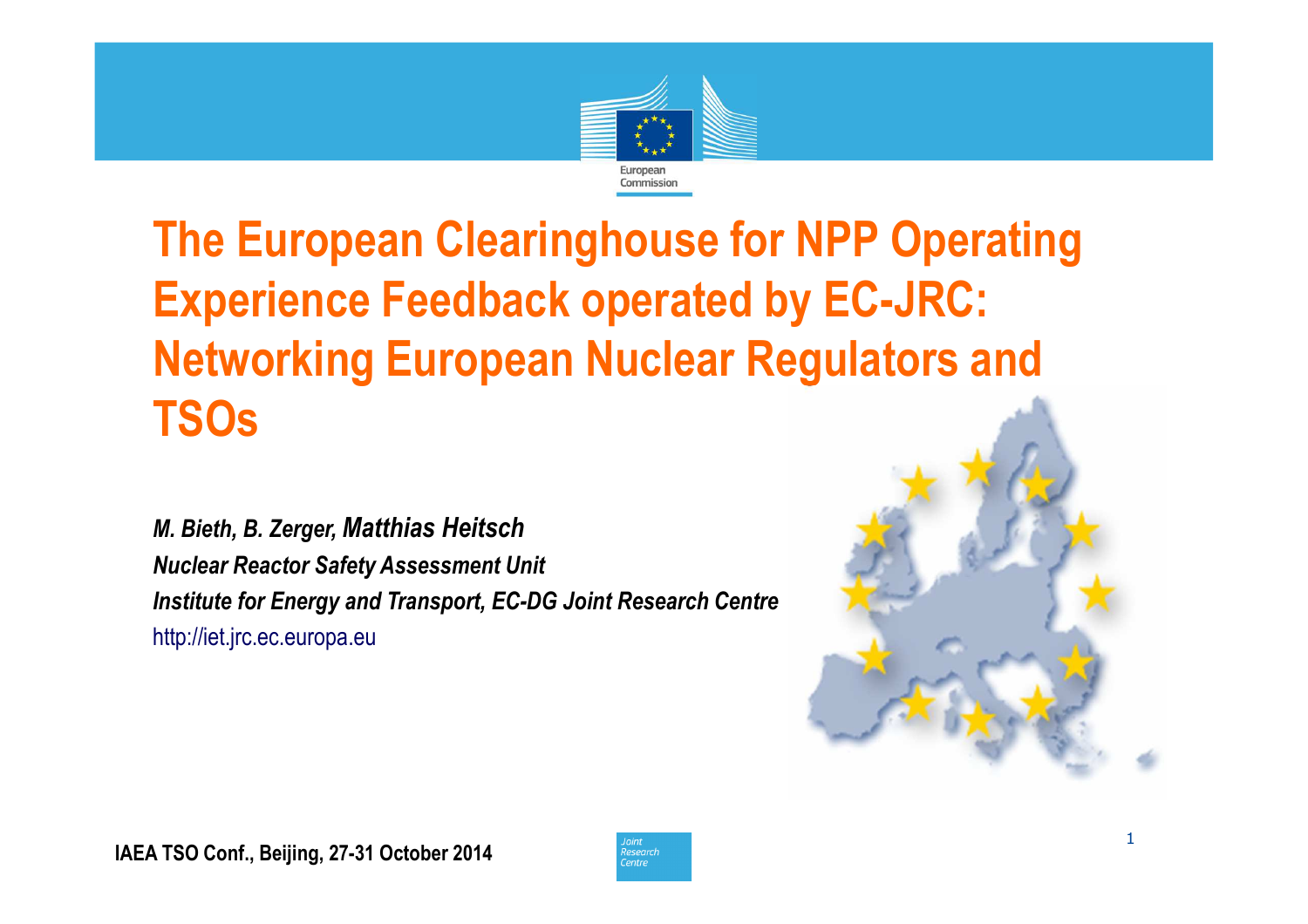# The European Clearinghouse for NPP Operating Experience Feedback operated by EC-JRC: Networking European Nuclear Regulators and TSOs

***M. Bieth, B. Zerger, Matthias Heitsch***

***Nuclear Reactor Safety Assessment Unit***

***Institute for Energy and Transport, EC-DG Joint Research Centre***

http://iet.jrc.ec.europa.eu

**IAEA TSO Conf., Beijing, 27-31 October 2014**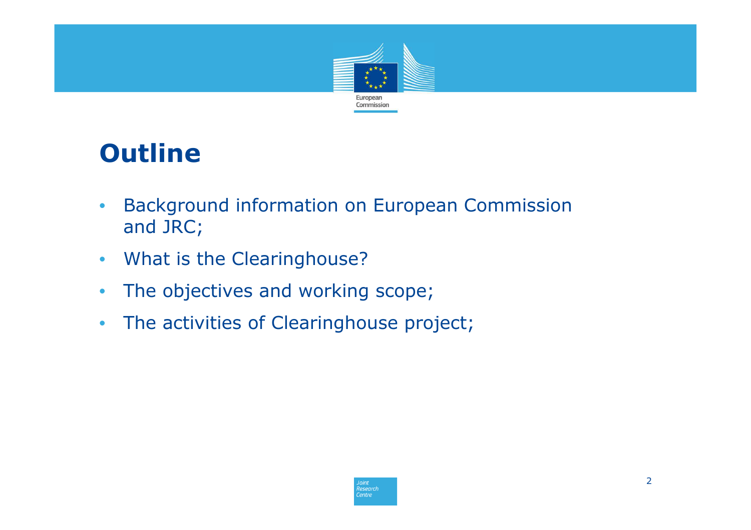# Outline

- Background information on European Commission and JRC;
- What is the Clearinghouse?
- The objectives and working scope;
- The activities of Clearinghouse project;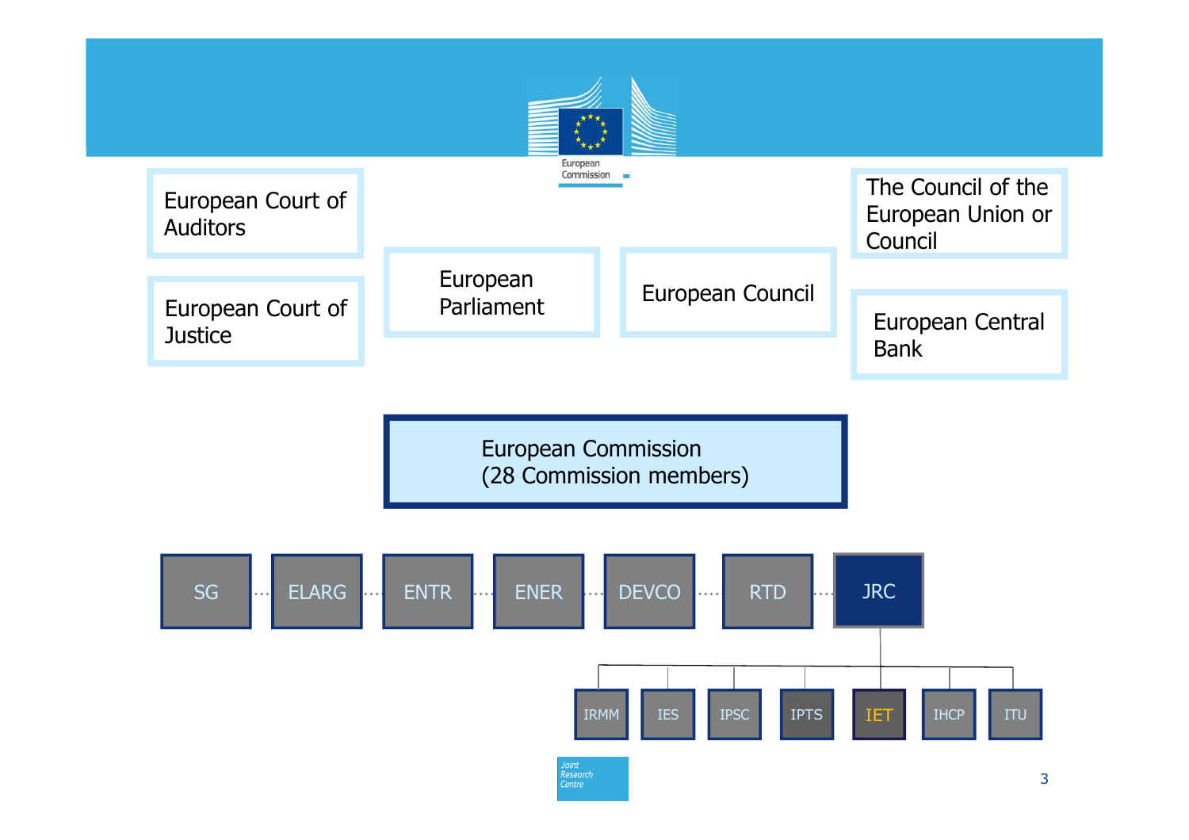European Court of Auditors

European Court of Justice

European Parliament

European Council

The Council of the European Union or Council

European Central Bank

European Commission
(28 Commission members)

SG · ELARG · ENTR · ENER · DEVCO · RTD · JRC

- JRC
  - IRMM
  - IES
  - IPSC
  - IPTS
  - IET
  - IHCP
  - ITU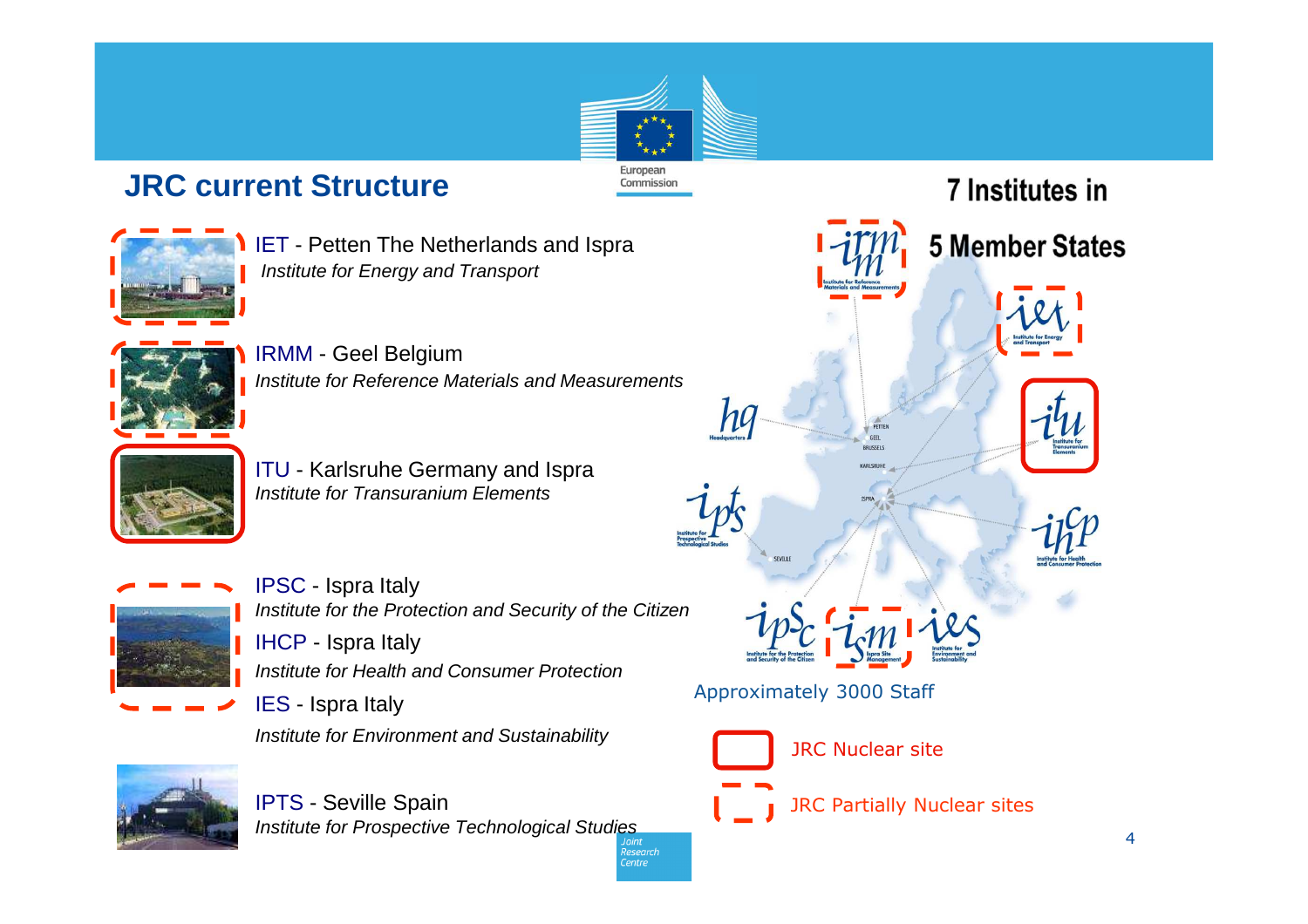## JRC current Structure

IET - Petten The Netherlands and Ispra
*Institute for Energy and Transport*

IRMM - Geel Belgium
*Institute for Reference Materials and Measurements*

ITU - Karlsruhe Germany and Ispra
*Institute for Transuranium Elements*

IPSC - Ispra Italy
*Institute for the Protection and Security of the Citizen*

IHCP - Ispra Italy
*Institute for Health and Consumer Protection*

IES - Ispra Italy
*Institute for Environment and Sustainability*

IPTS - Seville Spain
*Institute for Prospective Technological Studies*

**7 Institutes in 5 Member States**

Approximately 3000 Staff

JRC Nuclear site

JRC Partially Nuclear sites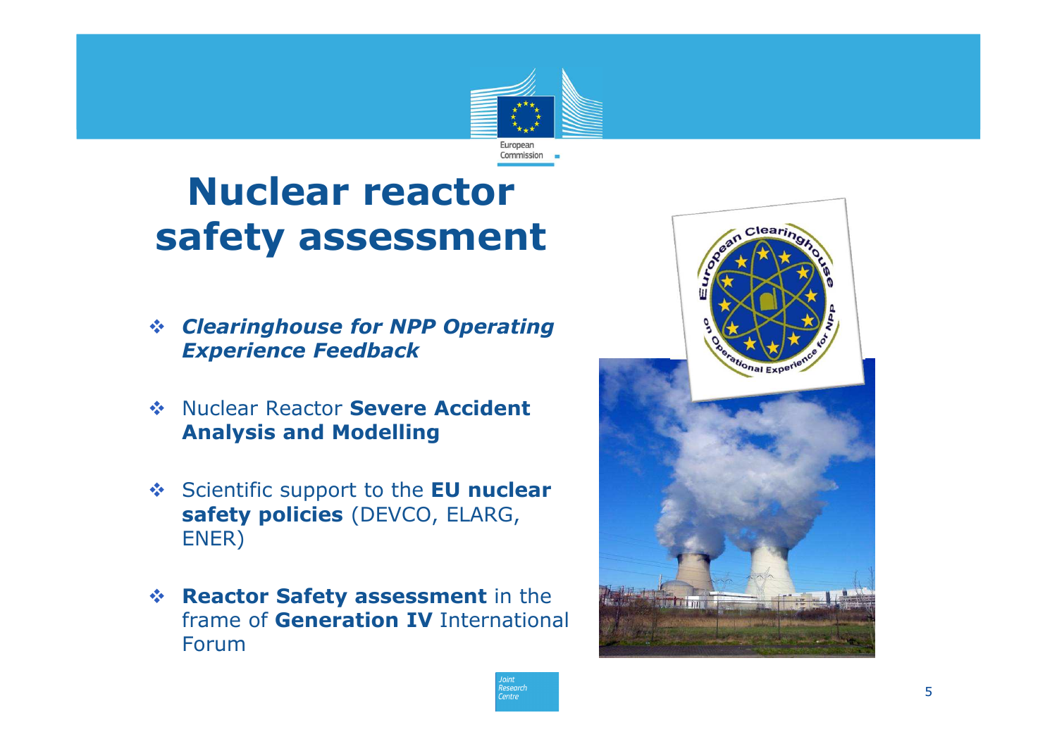# Nuclear reactor safety assessment

- ***Clearinghouse for NPP Operating Experience Feedback***
- Nuclear Reactor **Severe Accident Analysis and Modelling**
- Scientific support to the **EU nuclear safety policies** (DEVCO, ELARG, ENER)
- **Reactor Safety assessment** in the frame of **Generation IV** International Forum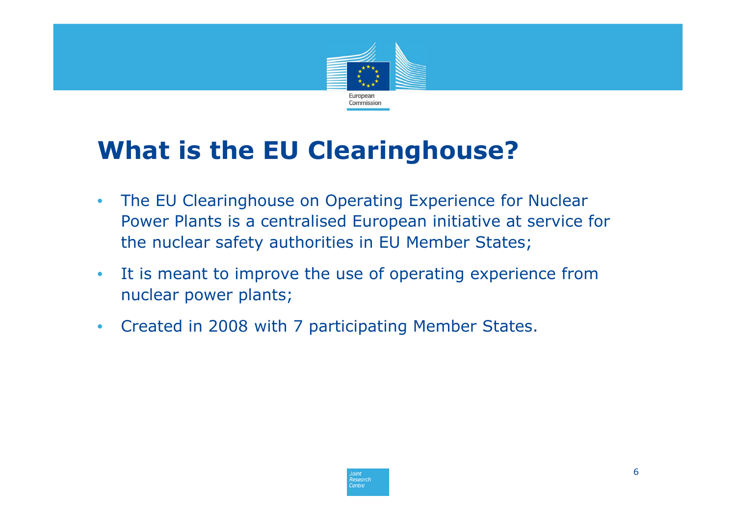# What is the EU Clearinghouse?

- The EU Clearinghouse on Operating Experience for Nuclear Power Plants is a centralised European initiative at service for the nuclear safety authorities in EU Member States;
- It is meant to improve the use of operating experience from nuclear power plants;
- Created in 2008 with 7 participating Member States.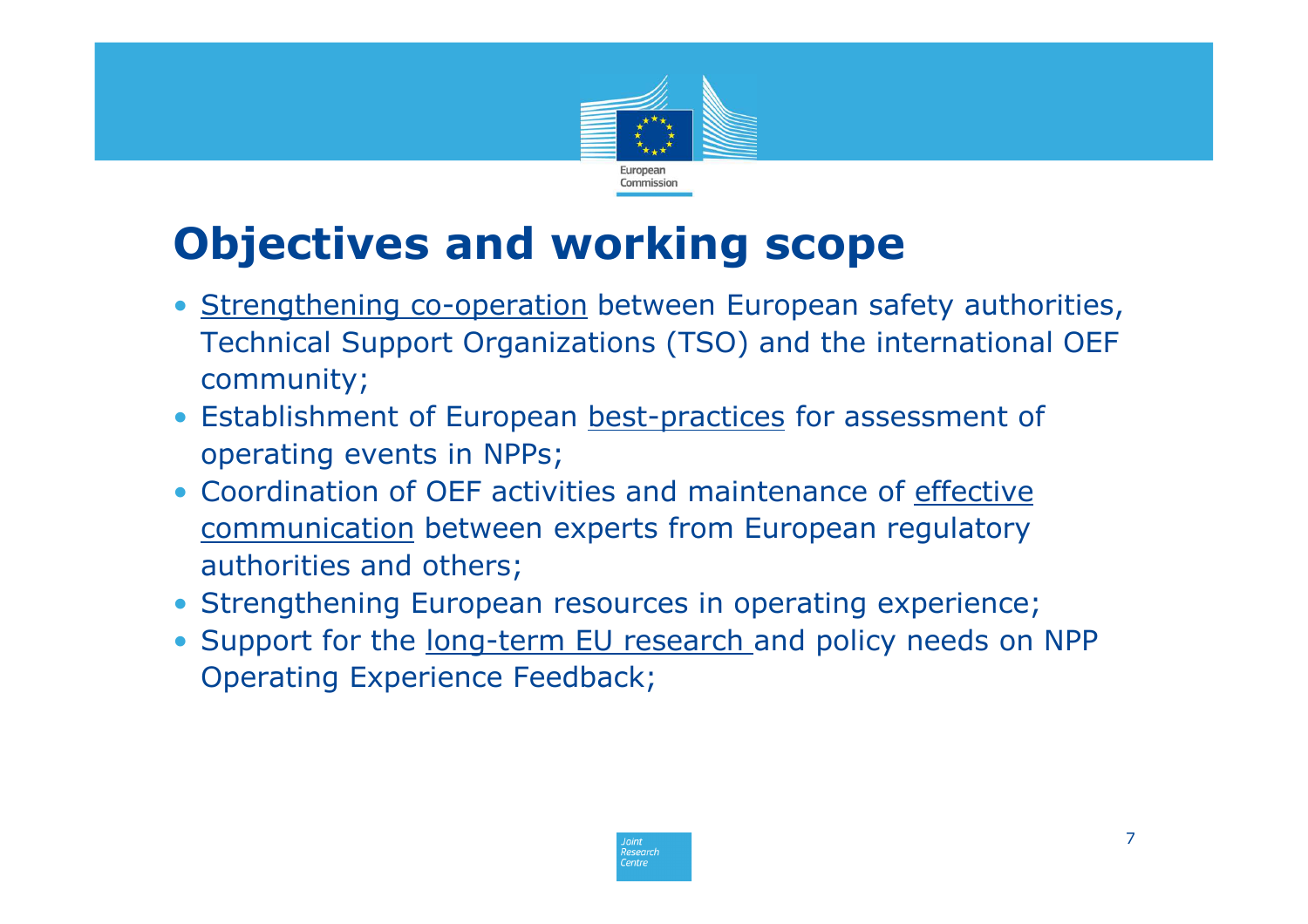# Objectives and working scope

- Strengthening co-operation between European safety authorities, Technical Support Organizations (TSO) and the international OEF community;
- Establishment of European best-practices for assessment of operating events in NPPs;
- Coordination of OEF activities and maintenance of effective communication between experts from European regulatory authorities and others;
- Strengthening European resources in operating experience;
- Support for the long-term EU research and policy needs on NPP Operating Experience Feedback;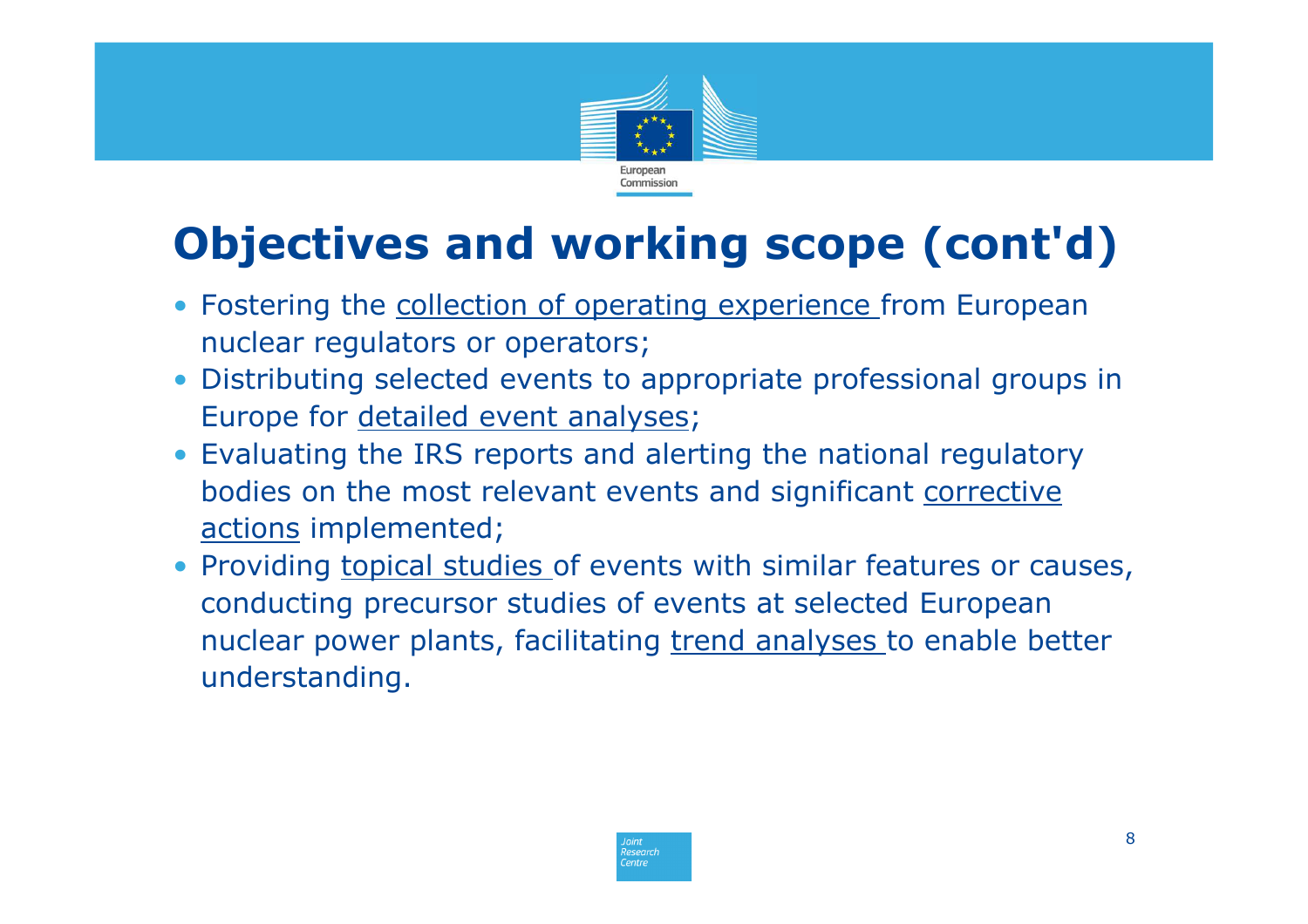# Objectives and working scope (cont'd)

- Fostering the collection of operating experience from European nuclear regulators or operators;
- Distributing selected events to appropriate professional groups in Europe for detailed event analyses;
- Evaluating the IRS reports and alerting the national regulatory bodies on the most relevant events and significant corrective actions implemented;
- Providing topical studies of events with similar features or causes, conducting precursor studies of events at selected European nuclear power plants, facilitating trend analyses to enable better understanding.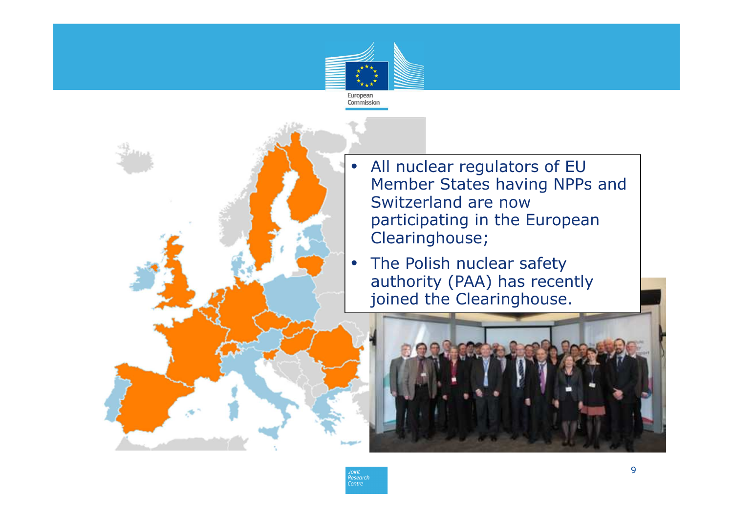- All nuclear regulators of EU Member States having NPPs and Switzerland are now participating in the European Clearinghouse;
- The Polish nuclear safety authority (PAA) has recently joined the Clearinghouse.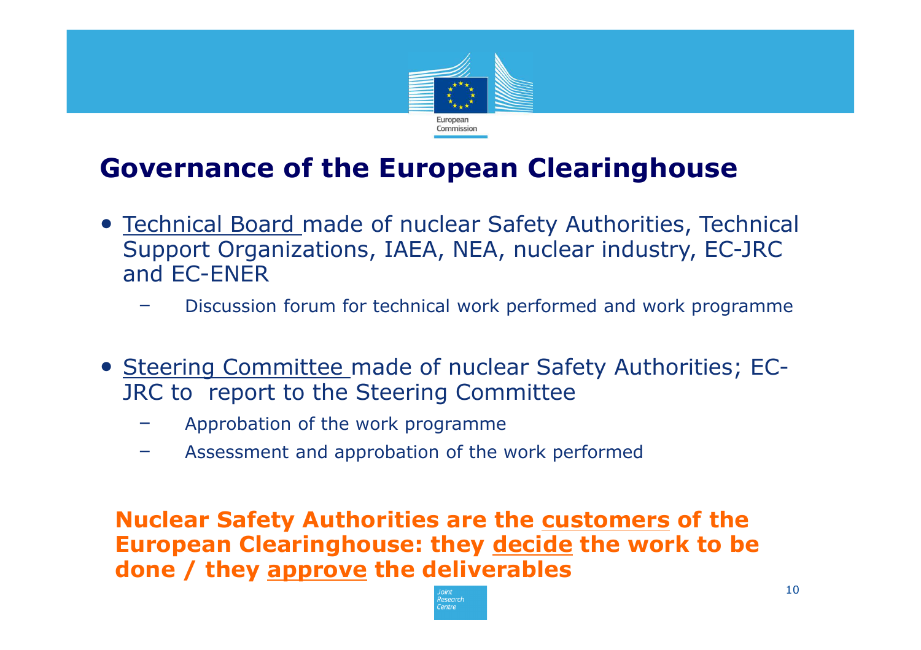# Governance of the European Clearinghouse

- <u>Technical Board</u> made of nuclear Safety Authorities, Technical Support Organizations, IAEA, NEA, nuclear industry, EC-JRC and EC-ENER
  - Discussion forum for technical work performed and work programme

- <u>Steering Committee</u> made of nuclear Safety Authorities; EC-JRC to report to the Steering Committee
  - Approbation of the work programme
  - Assessment and approbation of the work performed

**Nuclear Safety Authorities are the <u>customers</u> of the European Clearinghouse: they <u>decide</u> the work to be done / they <u>approve</u> the deliverables**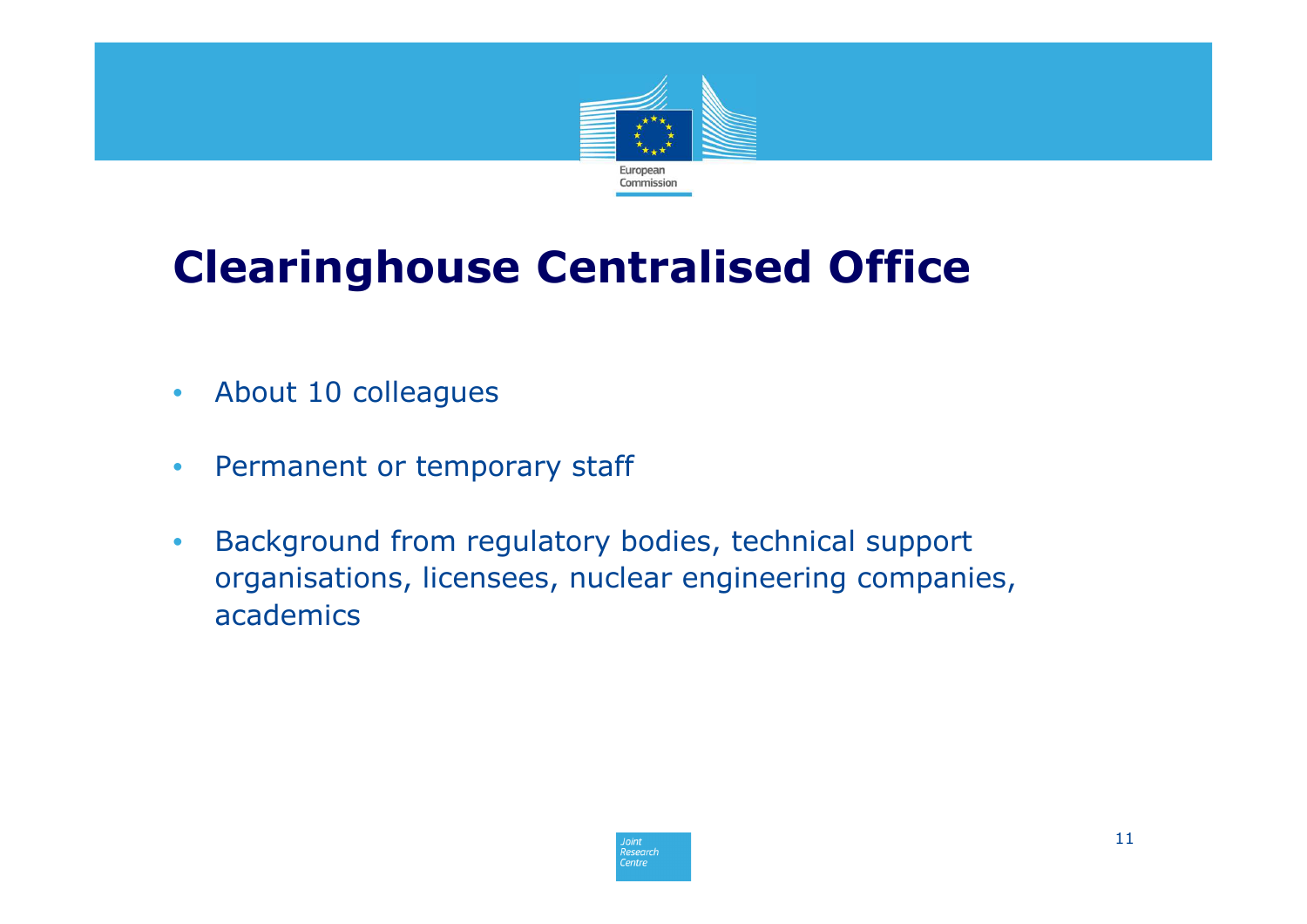# Clearinghouse Centralised Office

- About 10 colleagues
- Permanent or temporary staff
- Background from regulatory bodies, technical support organisations, licensees, nuclear engineering companies, academics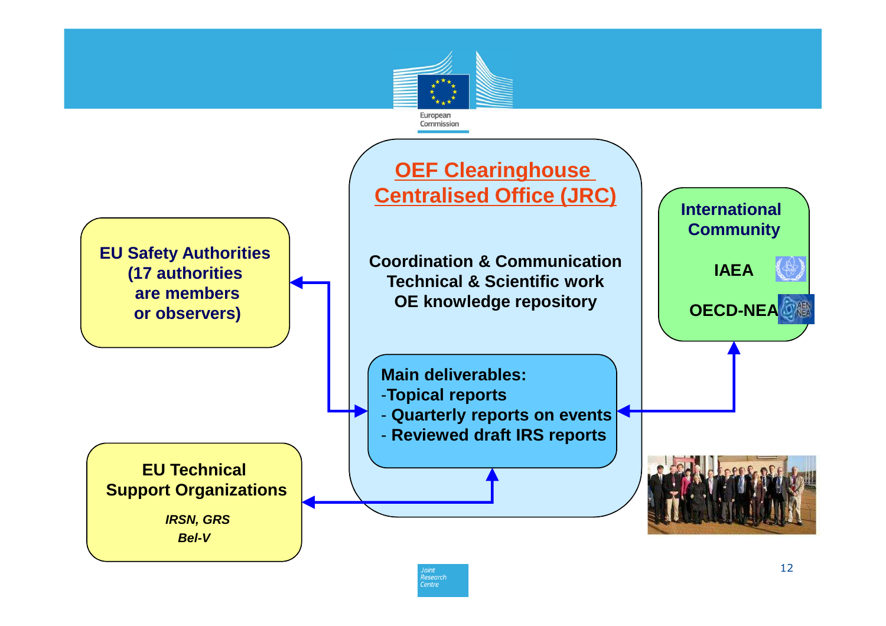## OEF Clearinghouse Centralised Office (JRC)

**Coordination & Communication**
**Technical & Scientific work**
**OE knowledge repository**

**Main deliverables:**
- **Topical reports**
- **Quarterly reports on events**
- **Reviewed draft IRS reports**

**EU Safety Authorities (17 authorities are members or observers)**

**EU Technical Support Organizations**

***IRSN, GRS***
***Bel-V***

**International Community**

**IAEA**

**OECD-NEA**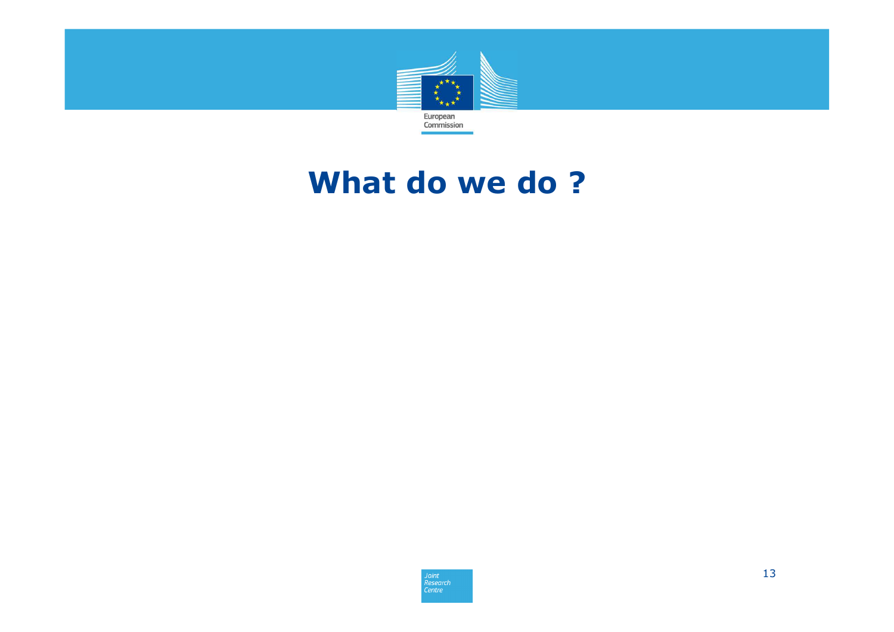# What do we do ?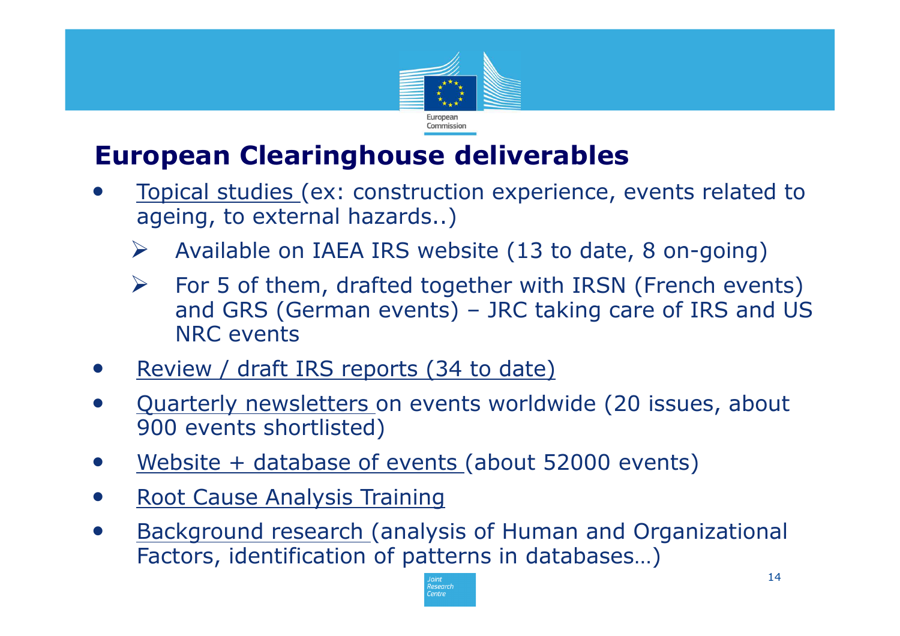# European Clearinghouse deliverables

- Topical studies (ex: construction experience, events related to ageing, to external hazards..)
  - Available on IAEA IRS website (13 to date, 8 on-going)
  - For 5 of them, drafted together with IRSN (French events) and GRS (German events) – JRC taking care of IRS and US NRC events
- Review / draft IRS reports (34 to date)
- Quarterly newsletters on events worldwide (20 issues, about 900 events shortlisted)
- Website + database of events (about 52000 events)
- Root Cause Analysis Training
- Background research (analysis of Human and Organizational Factors, identification of patterns in databases…)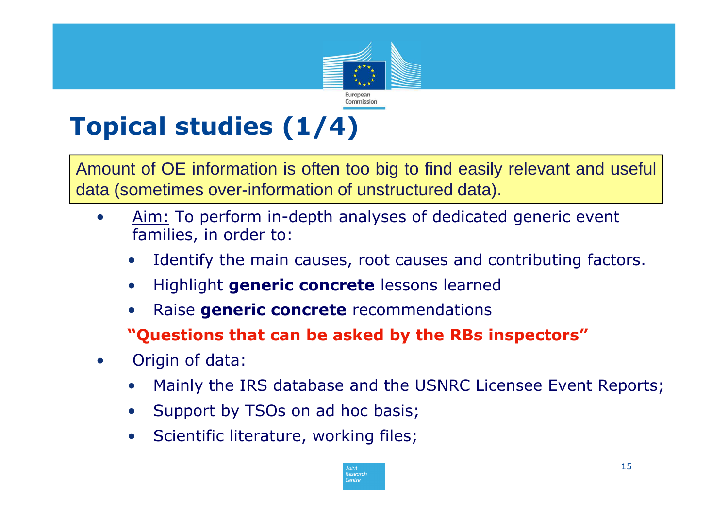# Topical studies (1/4)

Amount of OE information is often too big to find easily relevant and useful data (sometimes over-information of unstructured data).

- Aim: To perform in-depth analyses of dedicated generic event families, in order to:
  - Identify the main causes, root causes and contributing factors.
  - Highlight **generic concrete** lessons learned
  - Raise **generic concrete** recommendations

  **"Questions that can be asked by the RBs inspectors"**
- Origin of data:
  - Mainly the IRS database and the USNRC Licensee Event Reports;
  - Support by TSOs on ad hoc basis;
  - Scientific literature, working files;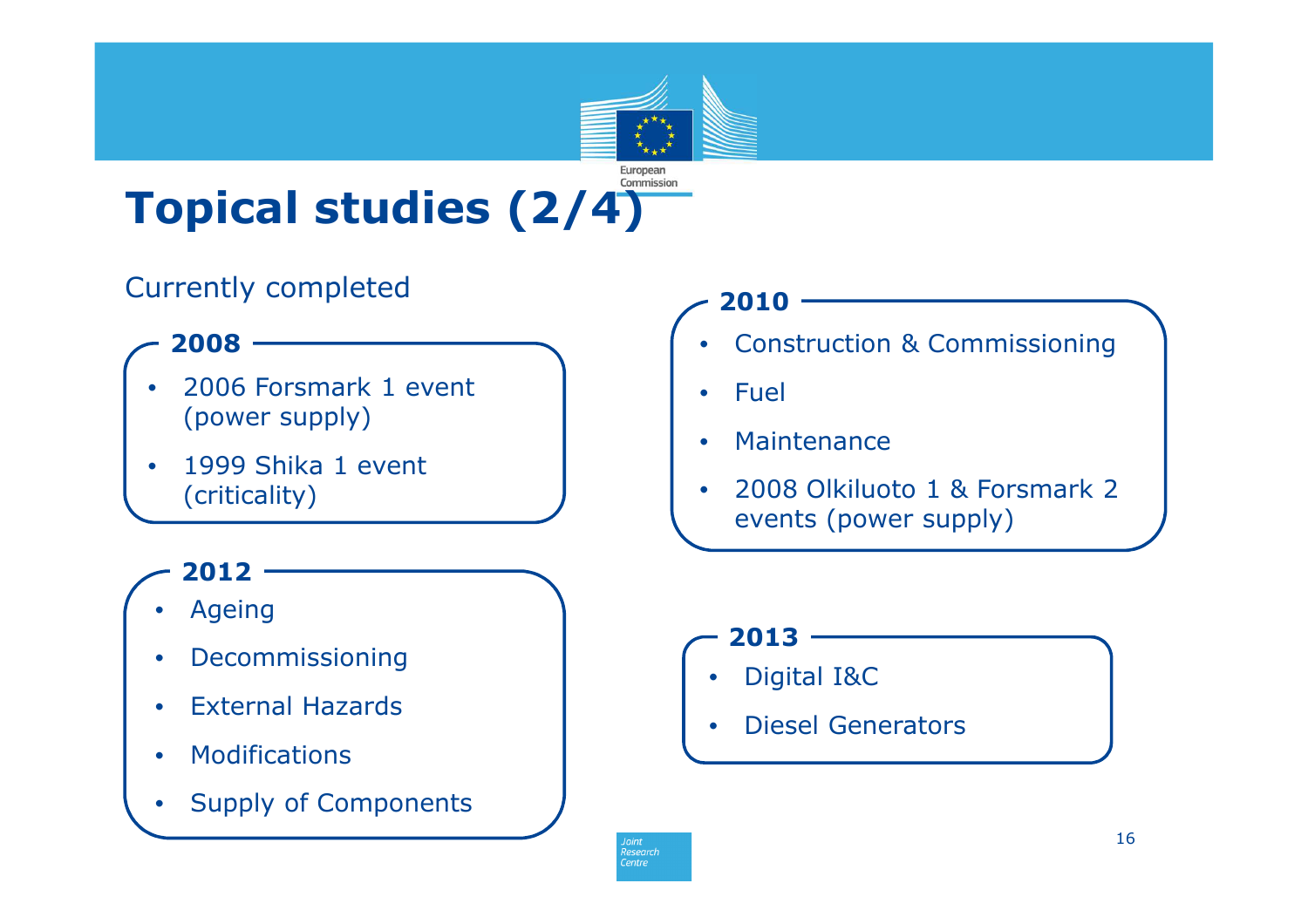# Topical studies (2/4)

Currently completed

**2008**

- 2006 Forsmark 1 event (power supply)
- 1999 Shika 1 event (criticality)

**2010**

- Construction & Commissioning
- Fuel
- Maintenance
- 2008 Olkiluoto 1 & Forsmark 2 events (power supply)

**2012**

- Ageing
- Decommissioning
- External Hazards
- Modifications
- Supply of Components

**2013**

- Digital I&C
- Diesel Generators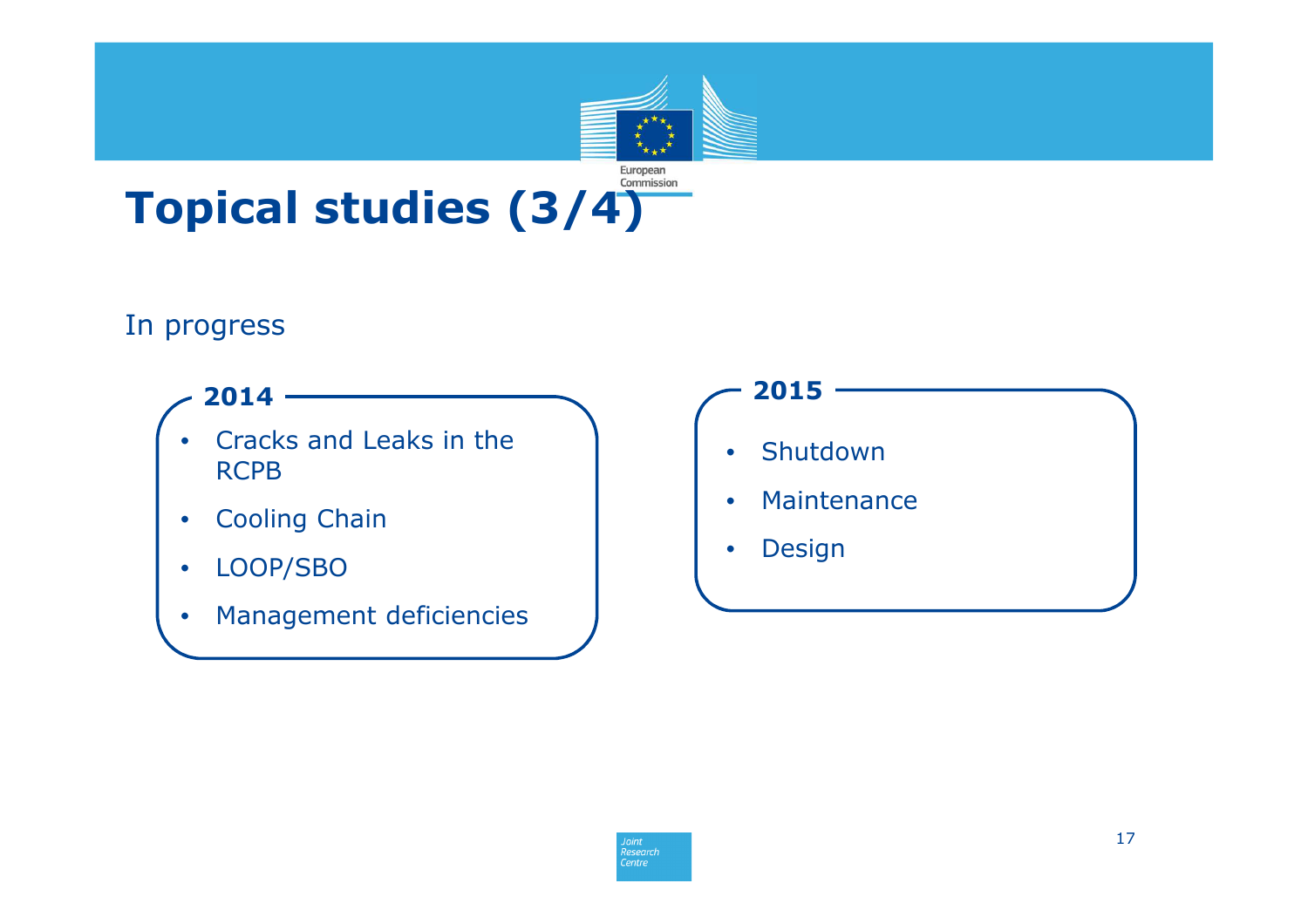# Topical studies (3/4)

In progress

**2014**

- Cracks and Leaks in the RCPB
- Cooling Chain
- LOOP/SBO
- Management deficiencies

**2015**

- Shutdown
- Maintenance
- Design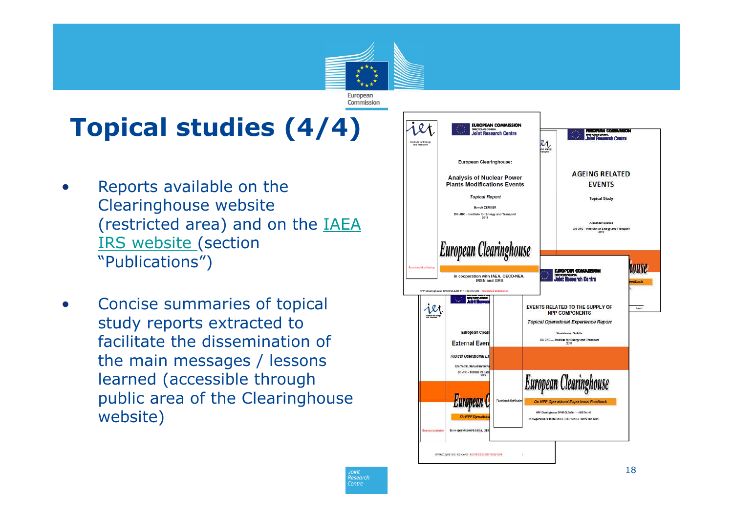# Topical studies (4/4)

- Reports available on the Clearinghouse website (restricted area) and on the IAEA IRS website (section "Publications")
- Concise summaries of topical study reports extracted to facilitate the dissemination of the main messages / lessons learned (accessible through public area of the Clearinghouse website)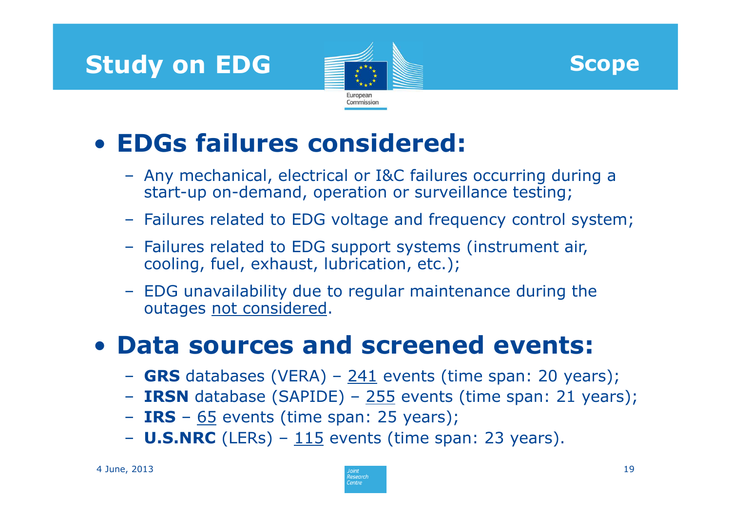# Study on EDG

## Scope

- **EDGs failures considered:**
  - Any mechanical, electrical or I&C failures occurring during a start-up on-demand, operation or surveillance testing;
  - Failures related to EDG voltage and frequency control system;
  - Failures related to EDG support systems (instrument air, cooling, fuel, exhaust, lubrication, etc.);
  - EDG unavailability due to regular maintenance during the outages <u>not considered</u>.

- **Data sources and screened events:**
  - **GRS** databases (VERA) – <u>241</u> events (time span: 20 years);
  - **IRSN** database (SAPIDE) – <u>255</u> events (time span: 21 years);
  - **IRS** – <u>65</u> events (time span: 25 years);
  - **U.S.NRC** (LERs) – <u>115</u> events (time span: 23 years).

4 June, 2013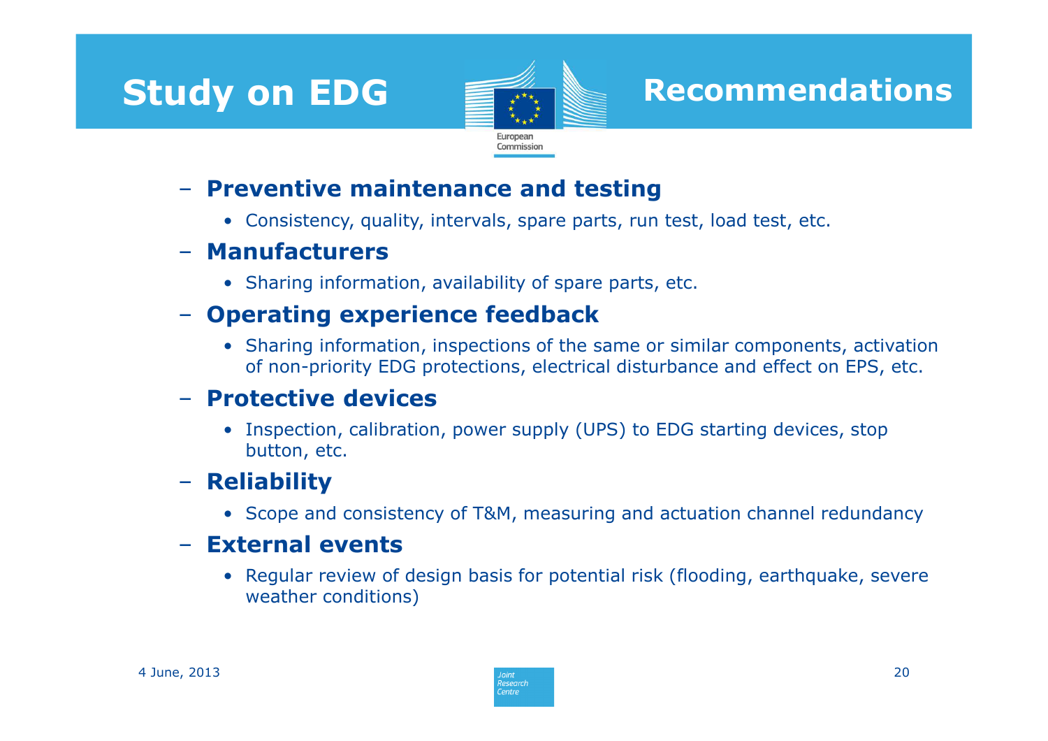# Study on EDG — Recommendations

- **Preventive maintenance and testing**
  - Consistency, quality, intervals, spare parts, run test, load test, etc.
- **Manufacturers**
  - Sharing information, availability of spare parts, etc.
- **Operating experience feedback**
  - Sharing information, inspections of the same or similar components, activation of non-priority EDG protections, electrical disturbance and effect on EPS, etc.
- **Protective devices**
  - Inspection, calibration, power supply (UPS) to EDG starting devices, stop button, etc.
- **Reliability**
  - Scope and consistency of T&M, measuring and actuation channel redundancy
- **External events**
  - Regular review of design basis for potential risk (flooding, earthquake, severe weather conditions)

4 June, 2013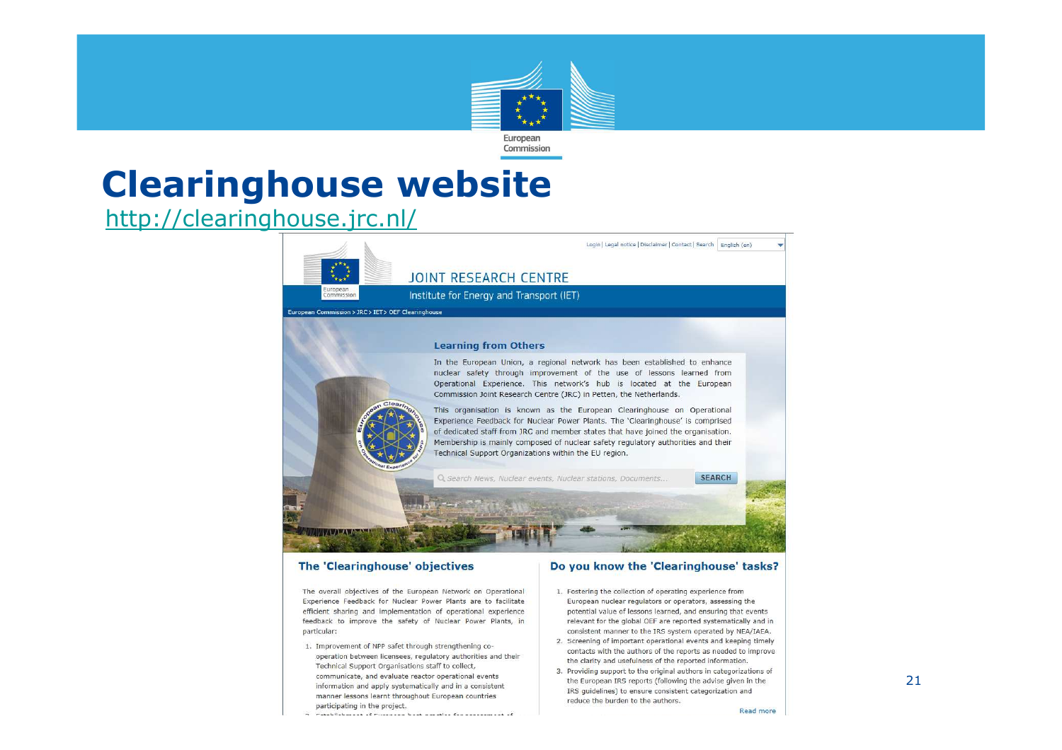# Clearinghouse website

http://clearinghouse.jrc.nl/

Login | Legal notice | Disclaimer | Contact | Search English (en)

JOINT RESEARCH CENTRE

Institute for Energy and Transport (IET)

European Commission > JRC > IET > OEF Clearinghouse

## Learning from Others

In the European Union, a regional network has been established to enhance nuclear safety through improvement of the use of lessons learned from Operational Experience. This network's hub is located at the European Commission Joint Research Centre (JRC) in Petten, the Netherlands.

This organisation is known as the European Clearinghouse on Operational Experience Feedback for Nuclear Power Plants. The 'Clearinghouse' is comprised of dedicated staff from JRC and member states that have joined the organisation. Membership is mainly composed of nuclear safety regulatory authorities and their Technical Support Organizations within the EU region.

Search News, Nuclear events, Nuclear stations, Documents... SEARCH

## The 'Clearinghouse' objectives

The overall objectives of the European Network on Operational Experience Feedback for Nuclear Power Plants are to facilitate efficient sharing and implementation of operational experience feedback to improve the safety of Nuclear Power Plants, in particular:

1. Improvement of NPP safet through strengthening co-operation between licensees, regulatory authorities and their Technical Support Organisations staff to collect, communicate, and evaluate reactor operational events information and apply systematically and in a consistent manner lessons learnt throughout European countries participating in the project.

## Do you know the 'Clearinghouse' tasks?

1. Fostering the collection of operating experience from European nuclear regulators or operators, assessing the potential value of lessons learned, and ensuring that events relevant for the global OEF are reported systematically and in consistent manner to the IRS system operated by NEA/IAEA.
2. Screening of important operational events and keeping timely contacts with the authors of the reports as needed to improve the clarity and usefulness of the reported information.
3. Providing support to the original authors in categorizations of the European IRS reports (following the advise given in the IRS guidelines) to ensure consistent categorization and reduce the burden to the authors.

Read more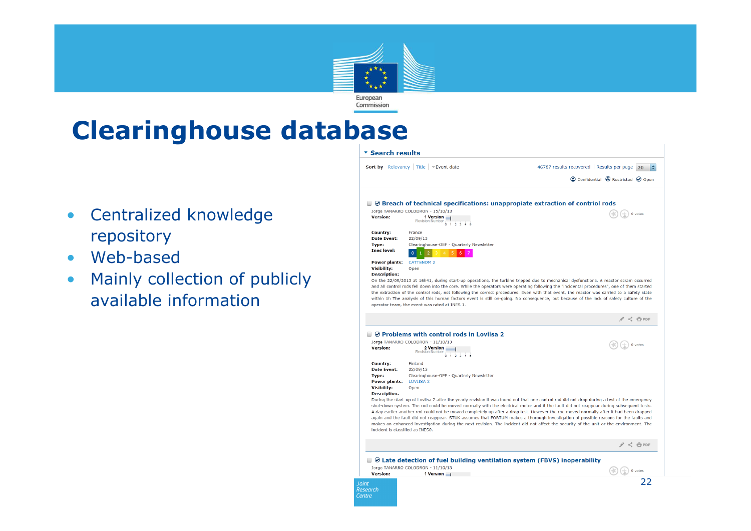# Clearinghouse database

- Centralized knowledge repository
- Web-based
- Mainly collection of publicly available information

**Search results**

Sort by Relevancy | Title | Event date — 46787 results recovered | Results per page 20

Confidential · Restricted · Open

**Breach of technical specifications: unappropiate extraction of contriol rods**

Jorge TANARRO COLODRON - 15/10/13

**Version:** 1 Version

**Country:** France
**Date Event:** 22/09/13
**Type:** Clearinghouse-OEF - Quarterly Newsletter
**Ines level:** 0 1 2 3 4 5 6 7
**Power plants:** CATTENOM 2
**Visibility:** Open
**Description:**
On the 22/09/2013 at 16h41, during start-up operations, the turbine tripped due to mechanical dysfunctions. A reactor scram occurred and all control rods fell down into the core. While the operators were operating following the "incidental procedures", one of them started the extraction of the control rods, not following the correct procedures. Even with that event, the reactor was carried to a safety state within 1h The analysis of this human factors event is still on-going. No consequence, but because of the lack of safety culture of the operator team, the event was rated at INES 1.

**Problems with control rods in Loviisa 2**

Jorge TANARRO COLODRON - 11/10/13

**Version:** 2 Version

**Country:** Finland
**Date Event:** 22/09/13
**Type:** Clearinghouse-OEF - Quarterly Newsletter
**Power plants:** LOVIISA 2
**Visibility:** Open
**Description:**
During the start-up of Loviisa 2 after the yearly revision it was found out that one control rod did not drop during a test of the emergency shut-down system. The rod could be moved normally with the electrical motor and it the fault did not reappear during subsequent tests. A day earlier another rod could not be moved completely up after a drop test. However the rod moved normally after it had been dropped again and the fault did not reappear. STUK assumes that FORTUM makes a thorough investigation of possible reasons for the faults and makes an enhanced investigation during the next revision. The incident did not affect the security of the unit or the environment. The incident is classified as INES0.

**Late detection of fuel building ventilation system (FBVS) inoperability**

Jorge TANARRO COLODRON - 11/10/13

**Version:** 1 Version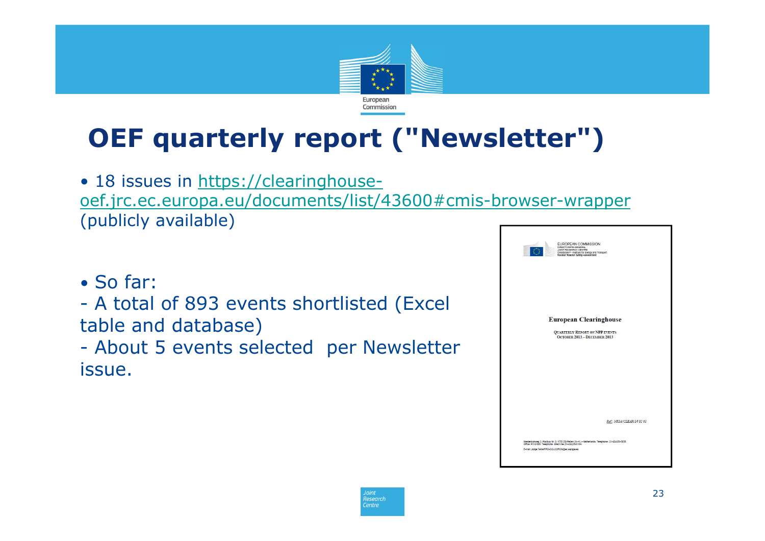# OEF quarterly report ("Newsletter")

- 18 issues in [https://clearinghouse-oef.jrc.ec.europa.eu/documents/list/43600#cmis-browser-wrapper](https://clearinghouse-oef.jrc.ec.europa.eu/documents/list/43600#cmis-browser-wrapper) (publicly available)

- So far:

- A total of 893 events shortlisted (Excel table and database)
- About 5 events selected per Newsletter issue.

EUROPEAN COMMISSION
DIRECTORATE-GENERAL
JOINT RESEARCH CENTRE
Directorate F - Institute for Energy and Transport
Nuclear Reactor Safety Assessment

**European Clearinghouse**

QUARTERLY REPORT ON NPP EVENTS
OCTOBER 2013 – DECEMBER 2013

Ref.: NRSA/CLEAR/14 02 01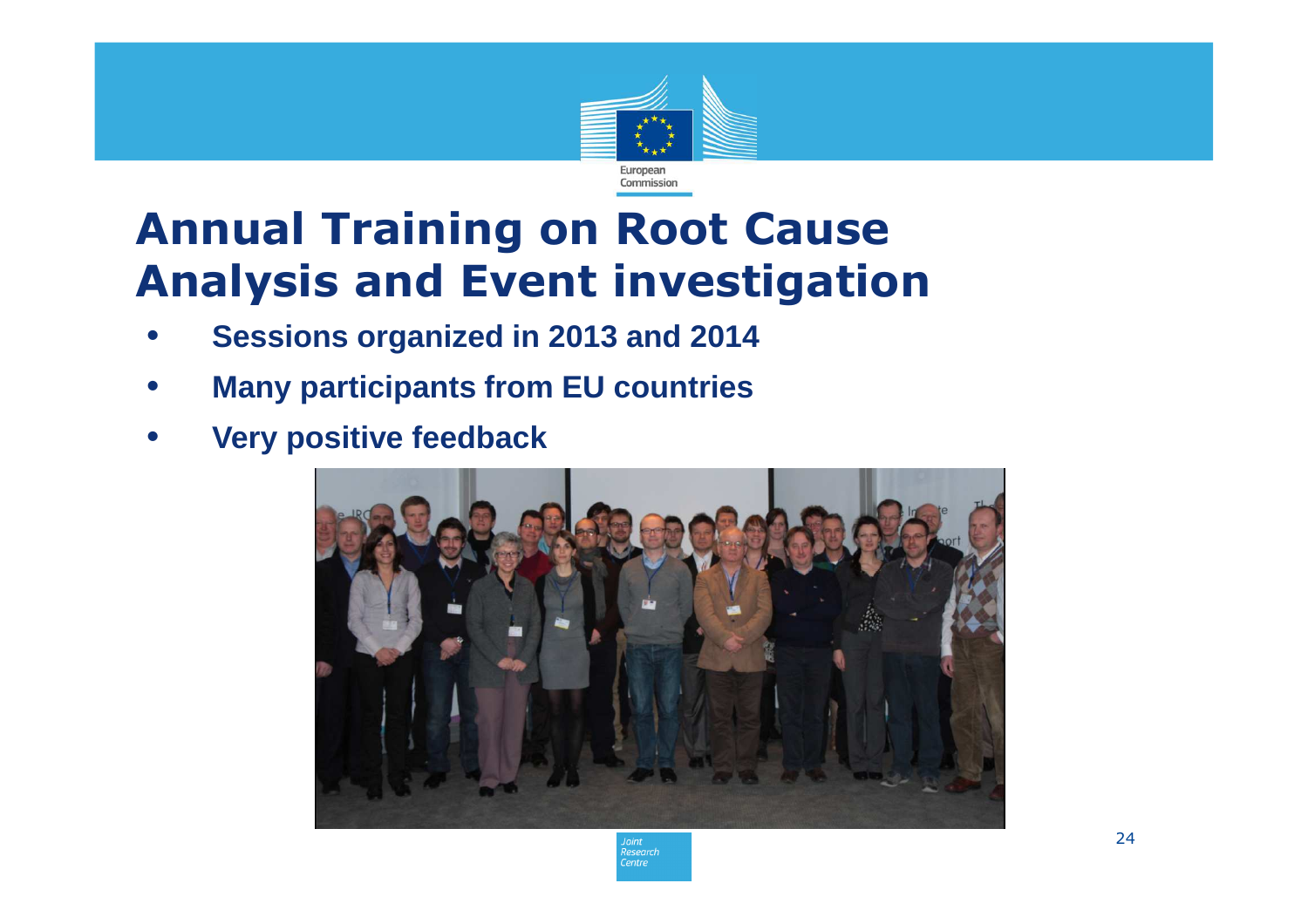# Annual Training on Root Cause Analysis and Event investigation

- **Sessions organized in 2013 and 2014**
- **Many participants from EU countries**
- **Very positive feedback**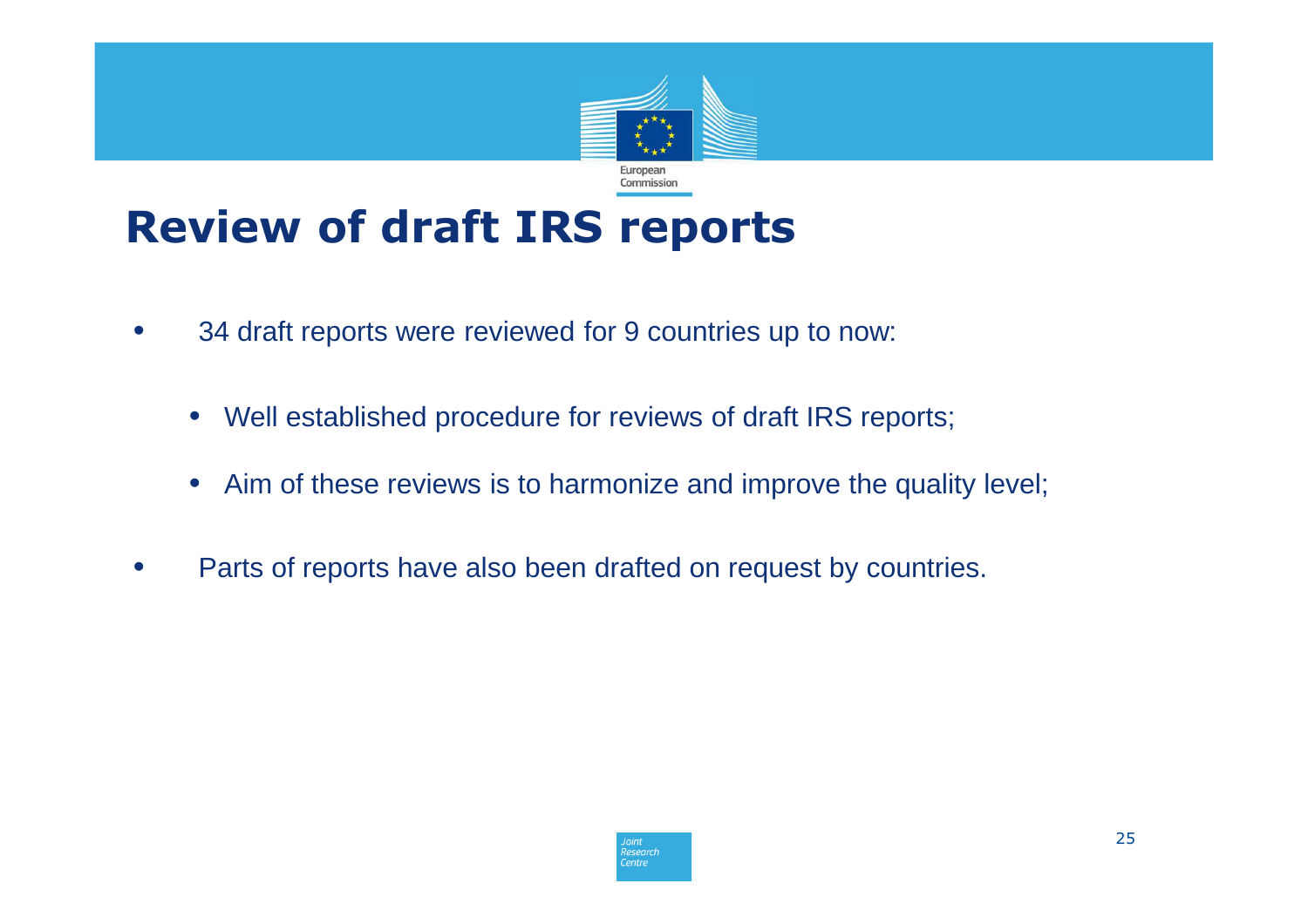# Review of draft IRS reports

- 34 draft reports were reviewed for 9 countries up to now:
  - Well established procedure for reviews of draft IRS reports;
  - Aim of these reviews is to harmonize and improve the quality level;
- Parts of reports have also been drafted on request by countries.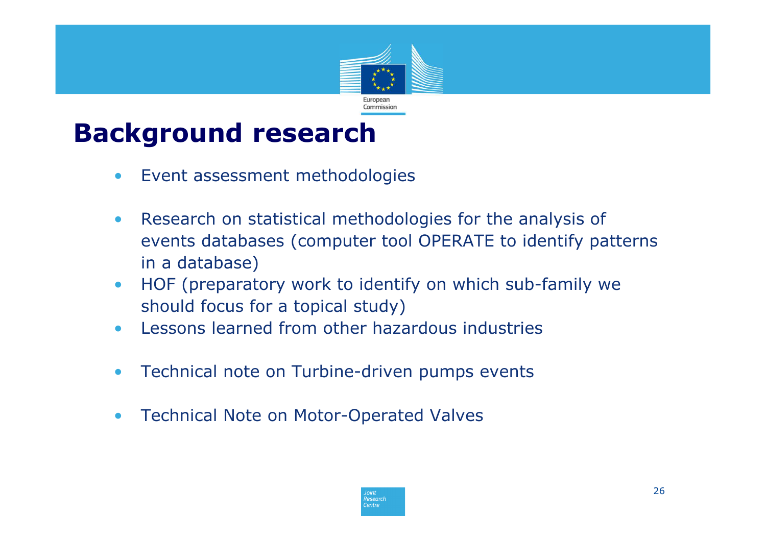# Background research

- Event assessment methodologies
- Research on statistical methodologies for the analysis of events databases (computer tool OPERATE to identify patterns in a database)
- HOF (preparatory work to identify on which sub-family we should focus for a topical study)
- Lessons learned from other hazardous industries
- Technical note on Turbine-driven pumps events
- Technical Note on Motor-Operated Valves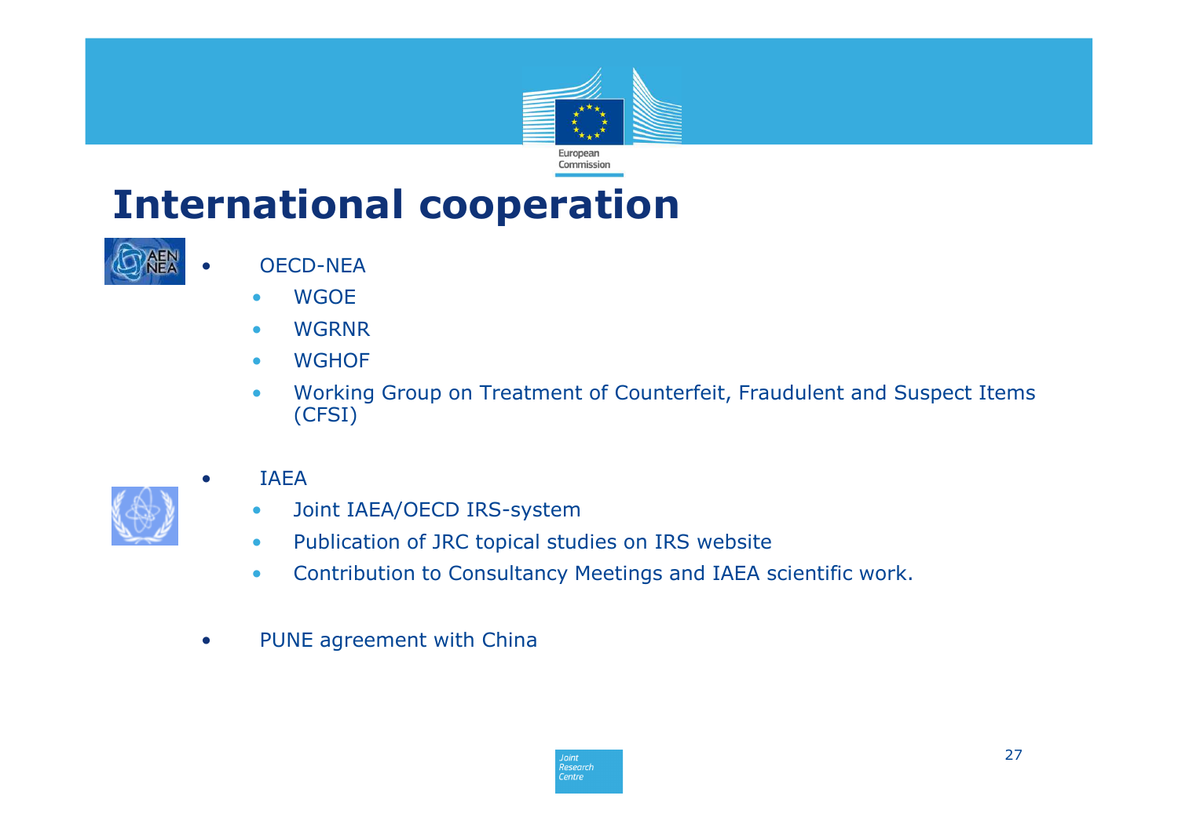# International cooperation

- OECD-NEA
  - WGOE
  - WGRNR
  - WGHOF
  - Working Group on Treatment of Counterfeit, Fraudulent and Suspect Items (CFSI)

- IAEA
  - Joint IAEA/OECD IRS-system
  - Publication of JRC topical studies on IRS website
  - Contribution to Consultancy Meetings and IAEA scientific work.

- PUNE agreement with China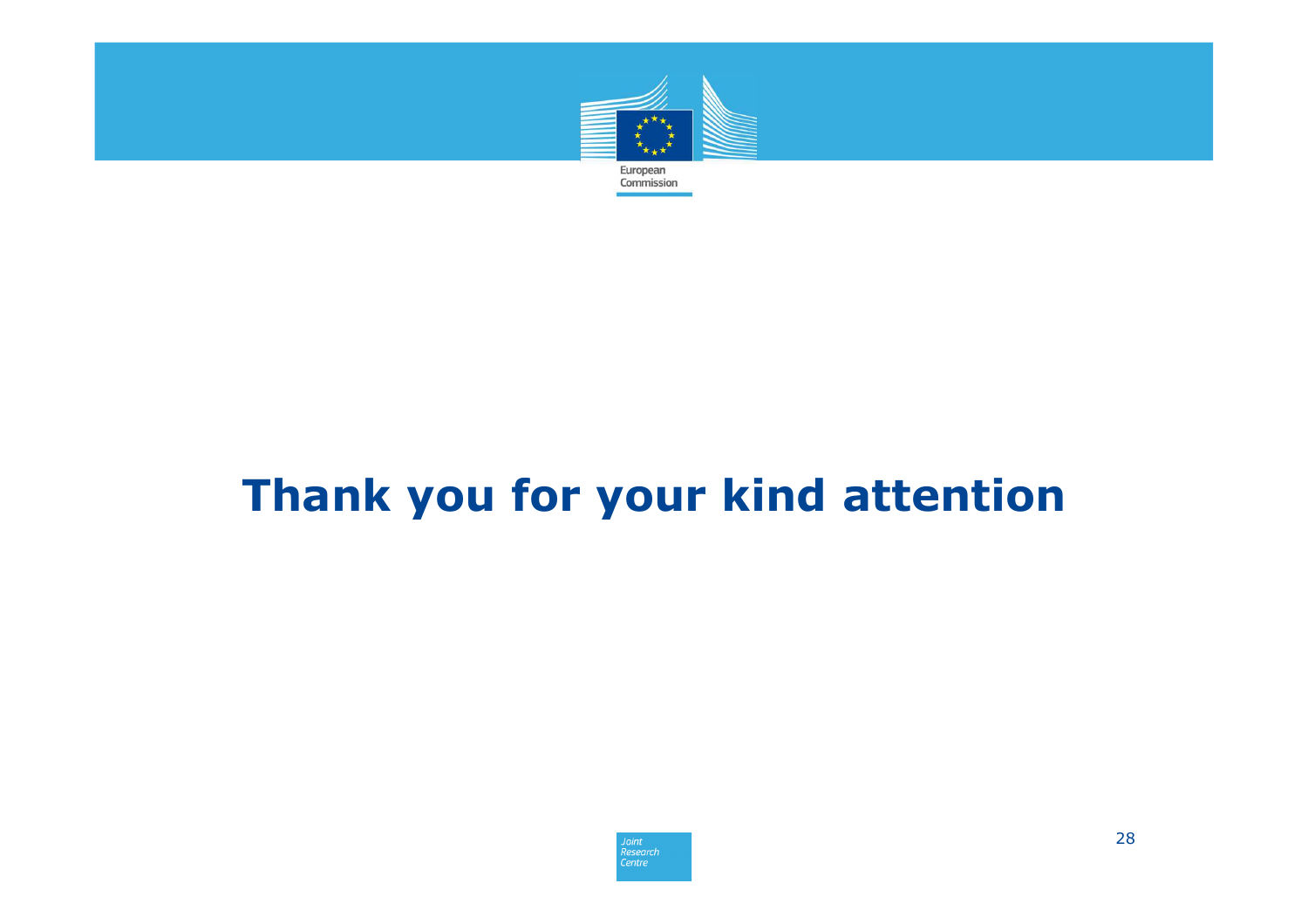# Thank you for your kind attention